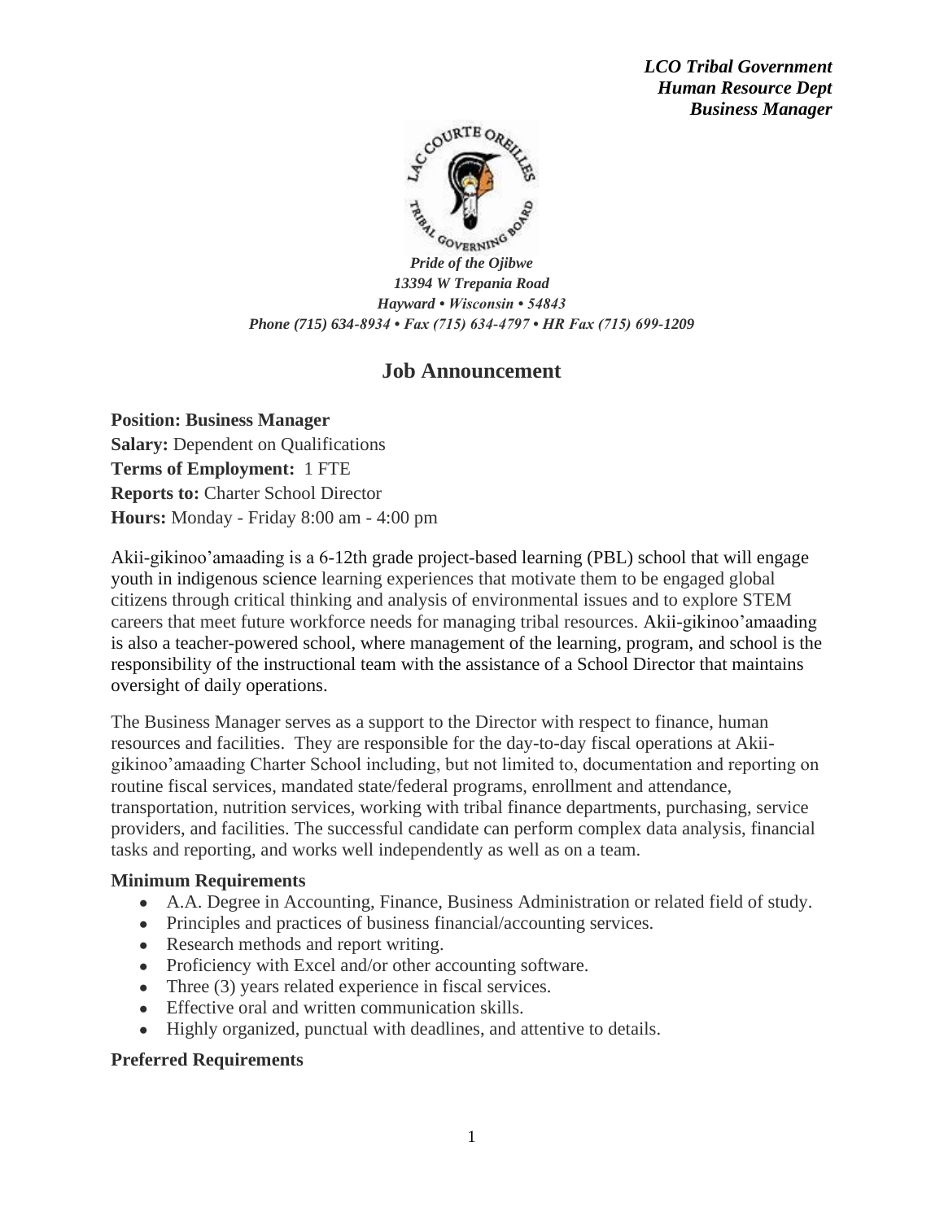*LCO Tribal Government*
*Human Resource Dept*
*Business Manager*

*Pride of the Ojibwe*
*13394 W Trepania Road*
*Hayward • Wisconsin • 54843*
*Phone (715) 634-8934 • Fax (715) 634-4797 • HR Fax (715) 699-1209*

# Job Announcement

**Position: Business Manager**
**Salary:** Dependent on Qualifications
**Terms of Employment:** 1 FTE
**Reports to:** Charter School Director
**Hours:** Monday - Friday 8:00 am - 4:00 pm

Akii-gikinoo'amaading is a 6-12th grade project-based learning (PBL) school that will engage youth in indigenous science learning experiences that motivate them to be engaged global citizens through critical thinking and analysis of environmental issues and to explore STEM careers that meet future workforce needs for managing tribal resources. Akii-gikinoo'amaading is also a teacher-powered school, where management of the learning, program, and school is the responsibility of the instructional team with the assistance of a School Director that maintains oversight of daily operations.

The Business Manager serves as a support to the Director with respect to finance, human resources and facilities. They are responsible for the day-to-day fiscal operations at Akii-gikinoo'amaading Charter School including, but not limited to, documentation and reporting on routine fiscal services, mandated state/federal programs, enrollment and attendance, transportation, nutrition services, working with tribal finance departments, purchasing, service providers, and facilities. The successful candidate can perform complex data analysis, financial tasks and reporting, and works well independently as well as on a team.

### Minimum Requirements

- A.A. Degree in Accounting, Finance, Business Administration or related field of study.
- Principles and practices of business financial/accounting services.
- Research methods and report writing.
- Proficiency with Excel and/or other accounting software.
- Three (3) years related experience in fiscal services.
- Effective oral and written communication skills.
- Highly organized, punctual with deadlines, and attentive to details.

### Preferred Requirements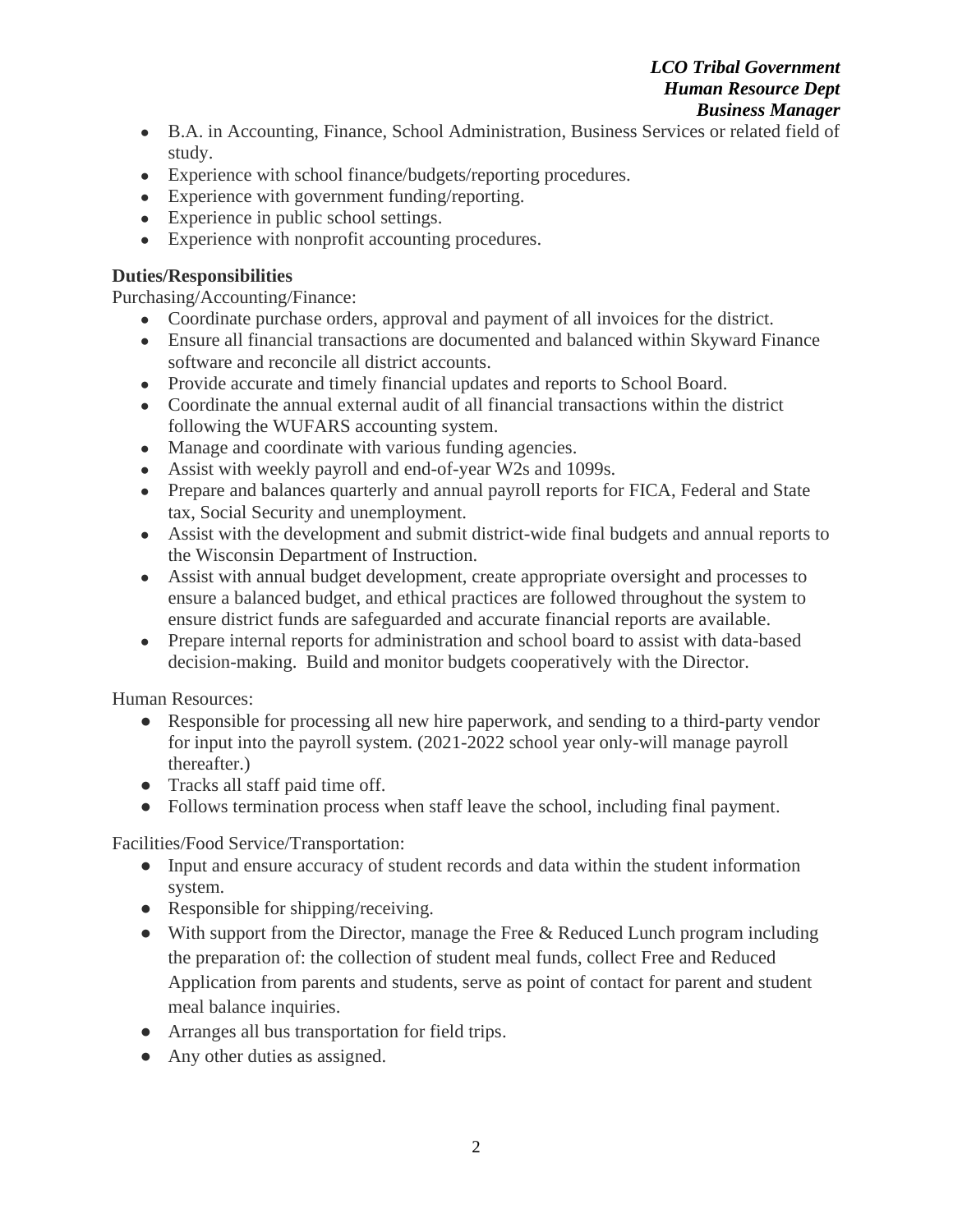- B.A. in Accounting, Finance, School Administration, Business Services or related field of study.
- Experience with school finance/budgets/reporting procedures.
- Experience with government funding/reporting.
- Experience in public school settings.
- Experience with nonprofit accounting procedures.

**Duties/Responsibilities**

Purchasing/Accounting/Finance:

- Coordinate purchase orders, approval and payment of all invoices for the district.
- Ensure all financial transactions are documented and balanced within Skyward Finance software and reconcile all district accounts.
- Provide accurate and timely financial updates and reports to School Board.
- Coordinate the annual external audit of all financial transactions within the district following the WUFARS accounting system.
- Manage and coordinate with various funding agencies.
- Assist with weekly payroll and end-of-year W2s and 1099s.
- Prepare and balances quarterly and annual payroll reports for FICA, Federal and State tax, Social Security and unemployment.
- Assist with the development and submit district-wide final budgets and annual reports to the Wisconsin Department of Instruction.
- Assist with annual budget development, create appropriate oversight and processes to ensure a balanced budget, and ethical practices are followed throughout the system to ensure district funds are safeguarded and accurate financial reports are available.
- Prepare internal reports for administration and school board to assist with data-based decision-making. Build and monitor budgets cooperatively with the Director.

Human Resources:

- Responsible for processing all new hire paperwork, and sending to a third-party vendor for input into the payroll system. (2021-2022 school year only-will manage payroll thereafter.)
- Tracks all staff paid time off.
- Follows termination process when staff leave the school, including final payment.

Facilities/Food Service/Transportation:

- Input and ensure accuracy of student records and data within the student information system.
- Responsible for shipping/receiving.
- With support from the Director, manage the Free & Reduced Lunch program including the preparation of: the collection of student meal funds, collect Free and Reduced Application from parents and students, serve as point of contact for parent and student meal balance inquiries.
- Arranges all bus transportation for field trips.
- Any other duties as assigned.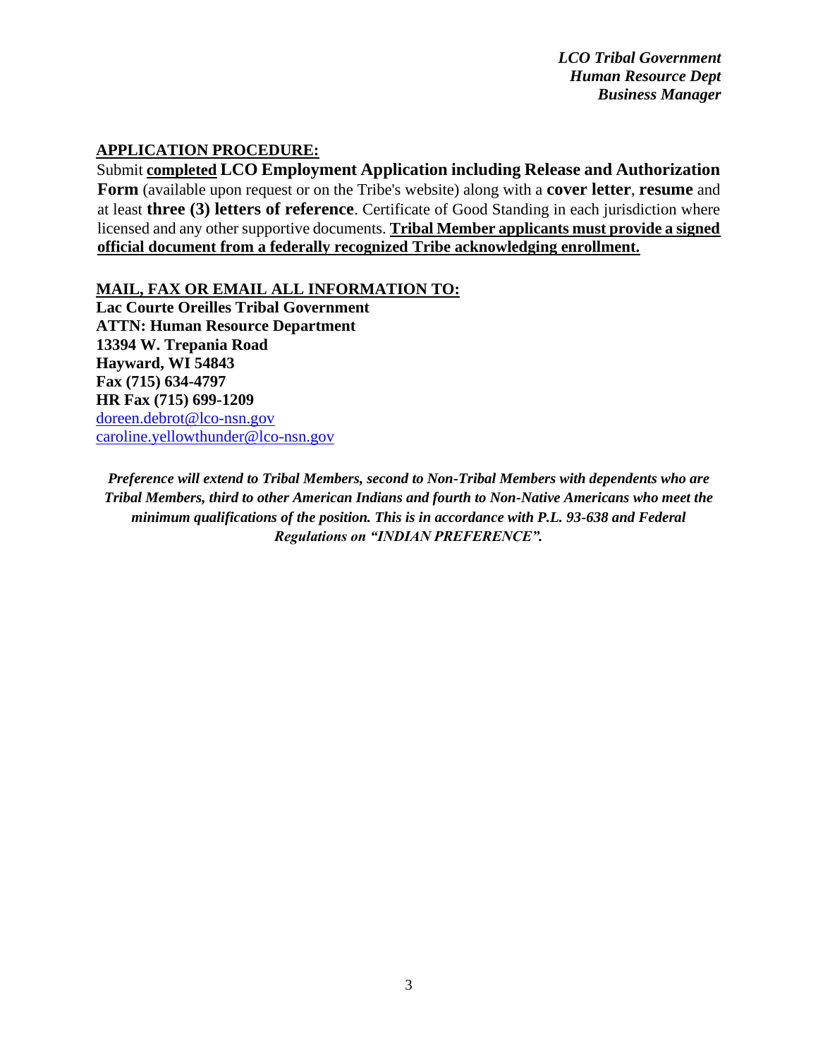***LCO Tribal Government***
***Human Resource Dept***
***Business Manager***

**APPLICATION PROCEDURE:**

Submit **completed LCO Employment Application including Release and Authorization Form** (available upon request or on the Tribe's website) along with a **cover letter**, **resume** and at least **three (3) letters of reference**. Certificate of Good Standing in each jurisdiction where licensed and any other supportive documents. **Tribal Member applicants must provide a signed official document from a federally recognized Tribe acknowledging enrollment.**

**MAIL, FAX OR EMAIL ALL INFORMATION TO:**

**Lac Courte Oreilles Tribal Government**
**ATTN: Human Resource Department**
**13394 W. Trepania Road**
**Hayward, WI 54843**
**Fax (715) 634-4797**
**HR Fax (715) 699-1209**
doreen.debrot@lco-nsn.gov
caroline.yellowthunder@lco-nsn.gov

***Preference will extend to Tribal Members, second to Non-Tribal Members with dependents who are Tribal Members, third to other American Indians and fourth to Non-Native Americans who meet the minimum qualifications of the position. This is in accordance with P.L. 93-638 and Federal Regulations on "INDIAN PREFERENCE".***